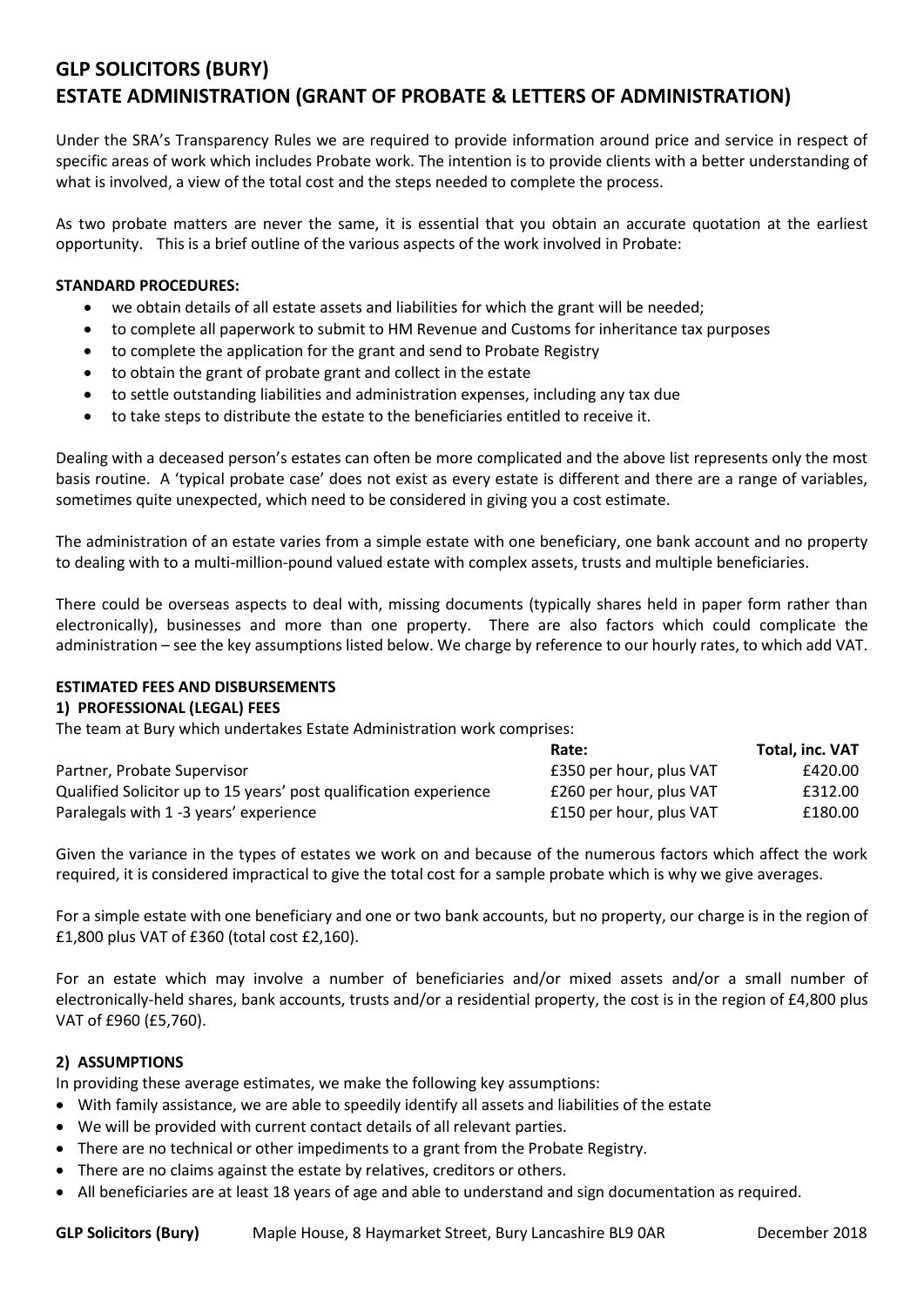# GLP SOLICITORS (BURY)
# ESTATE ADMINISTRATION (GRANT OF PROBATE & LETTERS OF ADMINISTRATION)

Under the SRA's Transparency Rules we are required to provide information around price and service in respect of specific areas of work which includes Probate work. The intention is to provide clients with a better understanding of what is involved, a view of the total cost and the steps needed to complete the process.

As two probate matters are never the same, it is essential that you obtain an accurate quotation at the earliest opportunity. This is a brief outline of the various aspects of the work involved in Probate:

**STANDARD PROCEDURES:**

- we obtain details of all estate assets and liabilities for which the grant will be needed;
- to complete all paperwork to submit to HM Revenue and Customs for inheritance tax purposes
- to complete the application for the grant and send to Probate Registry
- to obtain the grant of probate grant and collect in the estate
- to settle outstanding liabilities and administration expenses, including any tax due
- to take steps to distribute the estate to the beneficiaries entitled to receive it.

Dealing with a deceased person's estates can often be more complicated and the above list represents only the most basis routine. A 'typical probate case' does not exist as every estate is different and there are a range of variables, sometimes quite unexpected, which need to be considered in giving you a cost estimate.

The administration of an estate varies from a simple estate with one beneficiary, one bank account and no property to dealing with to a multi-million-pound valued estate with complex assets, trusts and multiple beneficiaries.

There could be overseas aspects to deal with, missing documents (typically shares held in paper form rather than electronically), businesses and more than one property. There are also factors which could complicate the administration – see the key assumptions listed below. We charge by reference to our hourly rates, to which add VAT.

**ESTIMATED FEES AND DISBURSEMENTS**

**1) PROFESSIONAL (LEGAL) FEES**

The team at Bury which undertakes Estate Administration work comprises:

| | Rate: | Total, inc. VAT |
|---|---|---|
| Partner, Probate Supervisor | £350 per hour, plus VAT | £420.00 |
| Qualified Solicitor up to 15 years' post qualification experience | £260 per hour, plus VAT | £312.00 |
| Paralegals with 1 -3 years' experience | £150 per hour, plus VAT | £180.00 |

Given the variance in the types of estates we work on and because of the numerous factors which affect the work required, it is considered impractical to give the total cost for a sample probate which is why we give averages.

For a simple estate with one beneficiary and one or two bank accounts, but no property, our charge is in the region of £1,800 plus VAT of £360 (total cost £2,160).

For an estate which may involve a number of beneficiaries and/or mixed assets and/or a small number of electronically-held shares, bank accounts, trusts and/or a residential property, the cost is in the region of £4,800 plus VAT of £960 (£5,760).

**2) ASSUMPTIONS**

In providing these average estimates, we make the following key assumptions:

- With family assistance, we are able to speedily identify all assets and liabilities of the estate
- We will be provided with current contact details of all relevant parties.
- There are no technical or other impediments to a grant from the Probate Registry.
- There are no claims against the estate by relatives, creditors or others.
- All beneficiaries are at least 18 years of age and able to understand and sign documentation as required.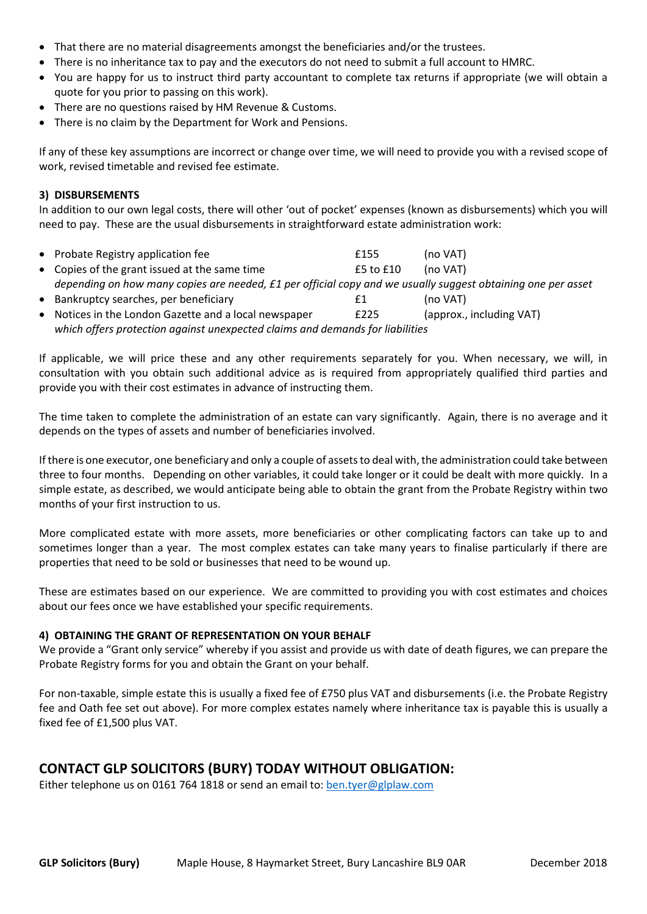- That there are no material disagreements amongst the beneficiaries and/or the trustees.
- There is no inheritance tax to pay and the executors do not need to submit a full account to HMRC.
- You are happy for us to instruct third party accountant to complete tax returns if appropriate (we will obtain a quote for you prior to passing on this work).
- There are no questions raised by HM Revenue & Customs.
- There is no claim by the Department for Work and Pensions.

If any of these key assumptions are incorrect or change over time, we will need to provide you with a revised scope of work, revised timetable and revised fee estimate.

### 3) DISBURSEMENTS

In addition to our own legal costs, there will other 'out of pocket' expenses (known as disbursements) which you will need to pay. These are the usual disbursements in straightforward estate administration work:

- Probate Registry application fee — £155 (no VAT)
- Copies of the grant issued at the same time — £5 to £10 (no VAT)
  *depending on how many copies are needed, £1 per official copy and we usually suggest obtaining one per asset*
- Bankruptcy searches, per beneficiary — £1 (no VAT)
- Notices in the London Gazette and a local newspaper — £225 (approx., including VAT)
  *which offers protection against unexpected claims and demands for liabilities*

If applicable, we will price these and any other requirements separately for you. When necessary, we will, in consultation with you obtain such additional advice as is required from appropriately qualified third parties and provide you with their cost estimates in advance of instructing them.

The time taken to complete the administration of an estate can vary significantly. Again, there is no average and it depends on the types of assets and number of beneficiaries involved.

If there is one executor, one beneficiary and only a couple of assets to deal with, the administration could take between three to four months. Depending on other variables, it could take longer or it could be dealt with more quickly. In a simple estate, as described, we would anticipate being able to obtain the grant from the Probate Registry within two months of your first instruction to us.

More complicated estate with more assets, more beneficiaries or other complicating factors can take up to and sometimes longer than a year. The most complex estates can take many years to finalise particularly if there are properties that need to be sold or businesses that need to be wound up.

These are estimates based on our experience. We are committed to providing you with cost estimates and choices about our fees once we have established your specific requirements.

### 4) OBTAINING THE GRANT OF REPRESENTATION ON YOUR BEHALF

We provide a "Grant only service" whereby if you assist and provide us with date of death figures, we can prepare the Probate Registry forms for you and obtain the Grant on your behalf.

For non-taxable, simple estate this is usually a fixed fee of £750 plus VAT and disbursements (i.e. the Probate Registry fee and Oath fee set out above). For more complex estates namely where inheritance tax is payable this is usually a fixed fee of £1,500 plus VAT.

## CONTACT GLP SOLICITORS (BURY) TODAY WITHOUT OBLIGATION:

Either telephone us on 0161 764 1818 or send an email to: ben.tyer@glplaw.com

**GLP Solicitors (Bury)** Maple House, 8 Haymarket Street, Bury Lancashire BL9 0AR December 2018